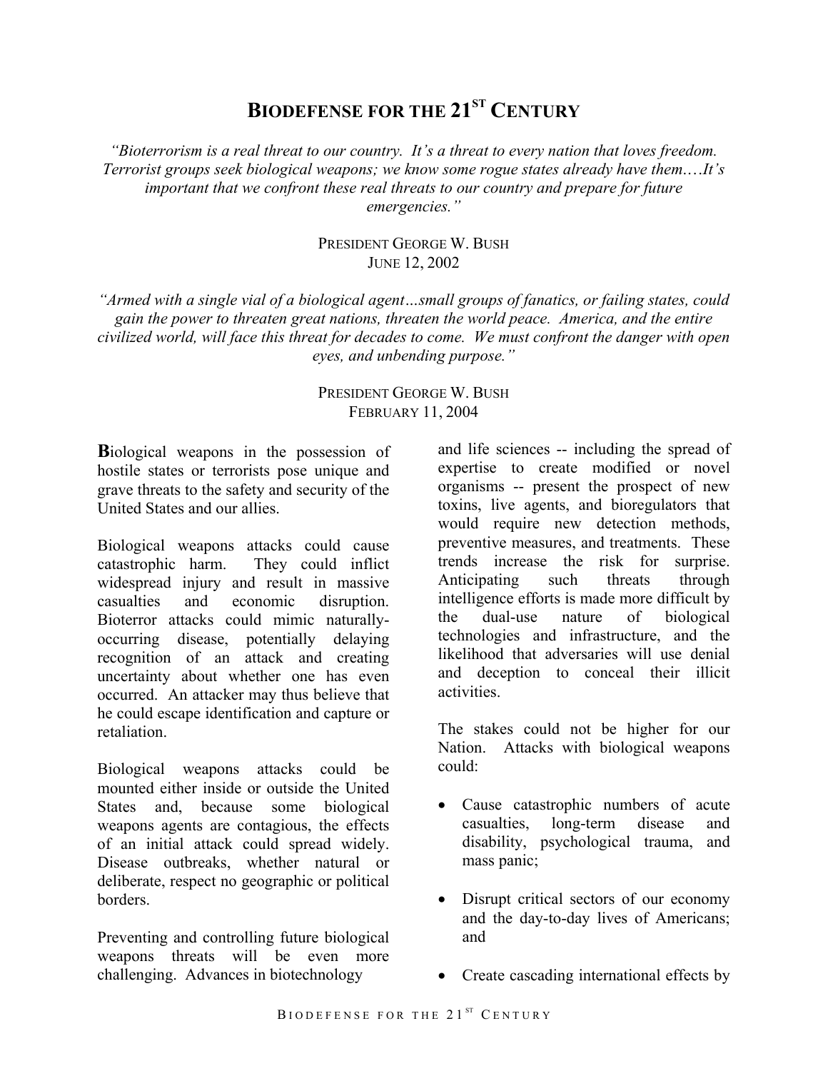# BIODEFENSE FOR THE 21ST CENTURY

*"Bioterrorism is a real threat to our country. It's a threat to every nation that loves freedom. Terrorist groups seek biological weapons; we know some rogue states already have them.…It's important that we confront these real threats to our country and prepare for future emergencies."*

PRESIDENT GEORGE W. BUSH
JUNE 12, 2002

*"Armed with a single vial of a biological agent…small groups of fanatics, or failing states, could gain the power to threaten great nations, threaten the world peace. America, and the entire civilized world, will face this threat for decades to come. We must confront the danger with open eyes, and unbending purpose."*

PRESIDENT GEORGE W. BUSH
FEBRUARY 11, 2004

**B**iological weapons in the possession of hostile states or terrorists pose unique and grave threats to the safety and security of the United States and our allies.

Biological weapons attacks could cause catastrophic harm. They could inflict widespread injury and result in massive casualties and economic disruption. Bioterror attacks could mimic naturally-occurring disease, potentially delaying recognition of an attack and creating uncertainty about whether one has even occurred. An attacker may thus believe that he could escape identification and capture or retaliation.

Biological weapons attacks could be mounted either inside or outside the United States and, because some biological weapons agents are contagious, the effects of an initial attack could spread widely. Disease outbreaks, whether natural or deliberate, respect no geographic or political borders.

Preventing and controlling future biological weapons threats will be even more challenging. Advances in biotechnology and life sciences -- including the spread of expertise to create modified or novel organisms -- present the prospect of new toxins, live agents, and bioregulators that would require new detection methods, preventive measures, and treatments. These trends increase the risk for surprise. Anticipating such threats through intelligence efforts is made more difficult by the dual-use nature of biological technologies and infrastructure, and the likelihood that adversaries will use denial and deception to conceal their illicit activities.

The stakes could not be higher for our Nation. Attacks with biological weapons could:

- Cause catastrophic numbers of acute casualties, long-term disease and disability, psychological trauma, and mass panic;
- Disrupt critical sectors of our economy and the day-to-day lives of Americans; and
- Create cascading international effects by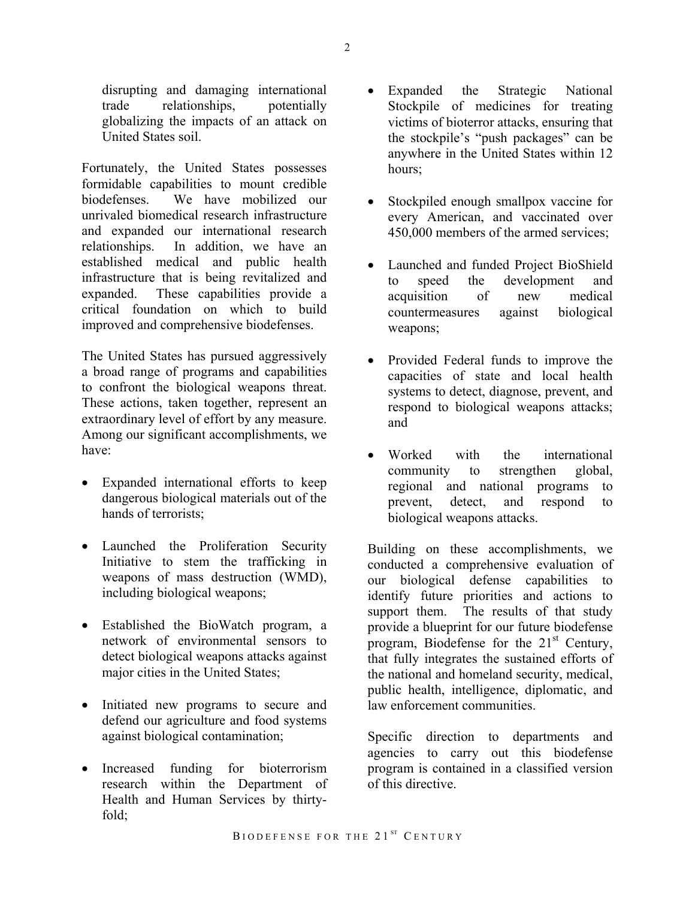disrupting and damaging international trade relationships, potentially globalizing the impacts of an attack on United States soil.

Fortunately, the United States possesses formidable capabilities to mount credible biodefenses. We have mobilized our unrivaled biomedical research infrastructure and expanded our international research relationships. In addition, we have an established medical and public health infrastructure that is being revitalized and expanded. These capabilities provide a critical foundation on which to build improved and comprehensive biodefenses.

The United States has pursued aggressively a broad range of programs and capabilities to confront the biological weapons threat. These actions, taken together, represent an extraordinary level of effort by any measure. Among our significant accomplishments, we have:

- Expanded international efforts to keep dangerous biological materials out of the hands of terrorists;
- Launched the Proliferation Security Initiative to stem the trafficking in weapons of mass destruction (WMD), including biological weapons;
- Established the BioWatch program, a network of environmental sensors to detect biological weapons attacks against major cities in the United States;
- Initiated new programs to secure and defend our agriculture and food systems against biological contamination;
- Increased funding for bioterrorism research within the Department of Health and Human Services by thirty-fold;
- Expanded the Strategic National Stockpile of medicines for treating victims of bioterror attacks, ensuring that the stockpile's "push packages" can be anywhere in the United States within 12 hours;
- Stockpiled enough smallpox vaccine for every American, and vaccinated over 450,000 members of the armed services;
- Launched and funded Project BioShield to speed the development and acquisition of new medical countermeasures against biological weapons;
- Provided Federal funds to improve the capacities of state and local health systems to detect, diagnose, prevent, and respond to biological weapons attacks; and
- Worked with the international community to strengthen global, regional and national programs to prevent, detect, and respond to biological weapons attacks.

Building on these accomplishments, we conducted a comprehensive evaluation of our biological defense capabilities to identify future priorities and actions to support them. The results of that study provide a blueprint for our future biodefense program, Biodefense for the 21st Century, that fully integrates the sustained efforts of the national and homeland security, medical, public health, intelligence, diplomatic, and law enforcement communities.

Specific direction to departments and agencies to carry out this biodefense program is contained in a classified version of this directive.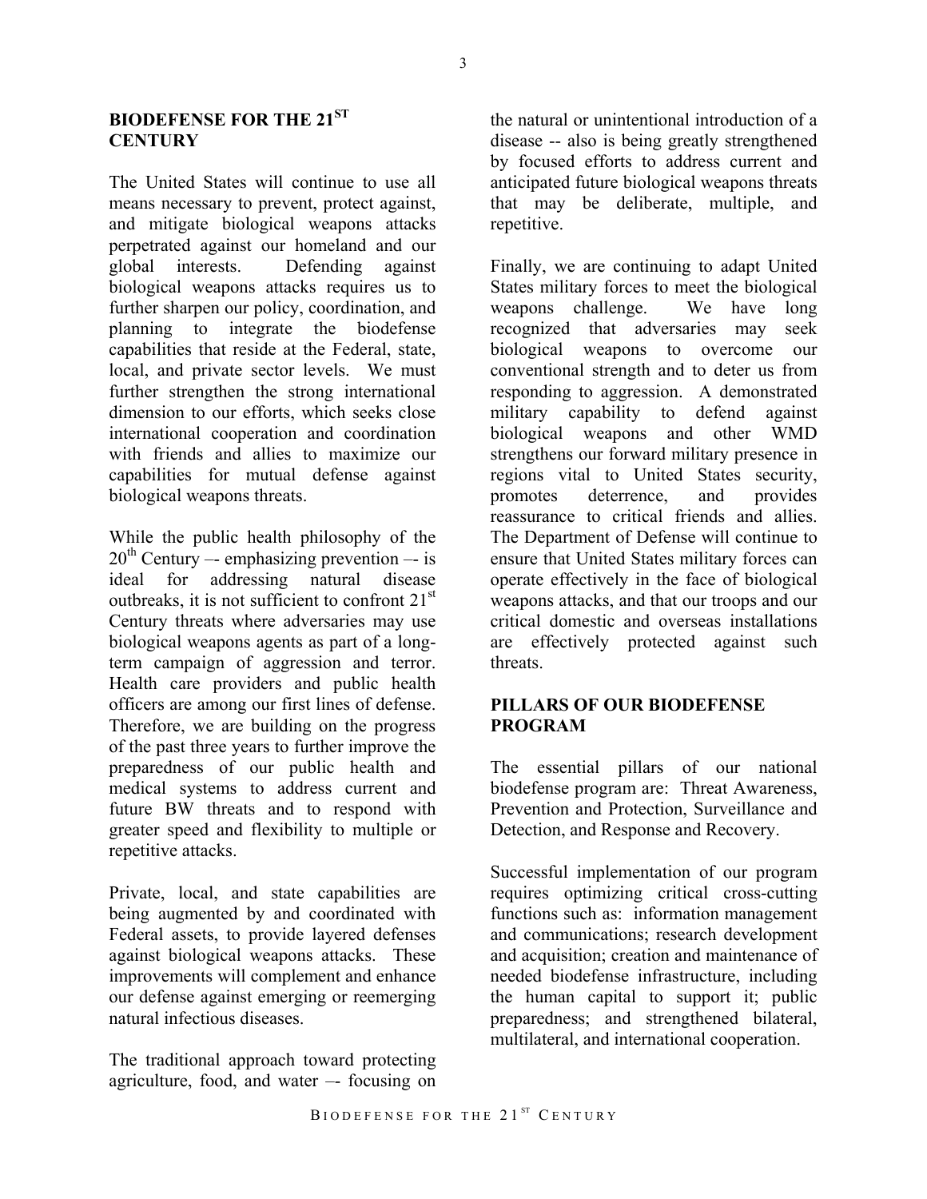## BIODEFENSE FOR THE 21ST CENTURY

The United States will continue to use all means necessary to prevent, protect against, and mitigate biological weapons attacks perpetrated against our homeland and our global interests. Defending against biological weapons attacks requires us to further sharpen our policy, coordination, and planning to integrate the biodefense capabilities that reside at the Federal, state, local, and private sector levels. We must further strengthen the strong international dimension to our efforts, which seeks close international cooperation and coordination with friends and allies to maximize our capabilities for mutual defense against biological weapons threats.

While the public health philosophy of the 20th Century –- emphasizing prevention –- is ideal for addressing natural disease outbreaks, it is not sufficient to confront 21st Century threats where adversaries may use biological weapons agents as part of a long-term campaign of aggression and terror. Health care providers and public health officers are among our first lines of defense. Therefore, we are building on the progress of the past three years to further improve the preparedness of our public health and medical systems to address current and future BW threats and to respond with greater speed and flexibility to multiple or repetitive attacks.

Private, local, and state capabilities are being augmented by and coordinated with Federal assets, to provide layered defenses against biological weapons attacks. These improvements will complement and enhance our defense against emerging or reemerging natural infectious diseases.

The traditional approach toward protecting agriculture, food, and water –- focusing on the natural or unintentional introduction of a disease -- also is being greatly strengthened by focused efforts to address current and anticipated future biological weapons threats that may be deliberate, multiple, and repetitive.

Finally, we are continuing to adapt United States military forces to meet the biological weapons challenge. We have long recognized that adversaries may seek biological weapons to overcome our conventional strength and to deter us from responding to aggression. A demonstrated military capability to defend against biological weapons and other WMD strengthens our forward military presence in regions vital to United States security, promotes deterrence, and provides reassurance to critical friends and allies. The Department of Defense will continue to ensure that United States military forces can operate effectively in the face of biological weapons attacks, and that our troops and our critical domestic and overseas installations are effectively protected against such threats.

## PILLARS OF OUR BIODEFENSE PROGRAM

The essential pillars of our national biodefense program are: Threat Awareness, Prevention and Protection, Surveillance and Detection, and Response and Recovery.

Successful implementation of our program requires optimizing critical cross-cutting functions such as: information management and communications; research development and acquisition; creation and maintenance of needed biodefense infrastructure, including the human capital to support it; public preparedness; and strengthened bilateral, multilateral, and international cooperation.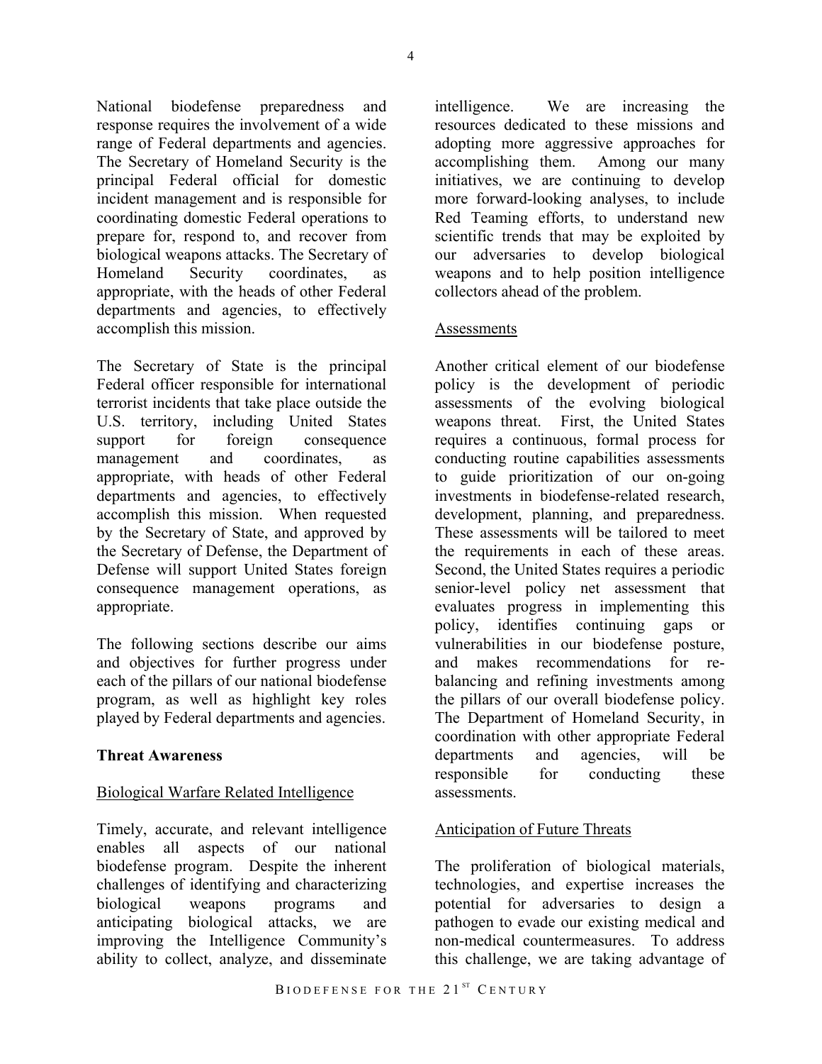National biodefense preparedness and response requires the involvement of a wide range of Federal departments and agencies. The Secretary of Homeland Security is the principal Federal official for domestic incident management and is responsible for coordinating domestic Federal operations to prepare for, respond to, and recover from biological weapons attacks. The Secretary of Homeland Security coordinates, as appropriate, with the heads of other Federal departments and agencies, to effectively accomplish this mission.

The Secretary of State is the principal Federal officer responsible for international terrorist incidents that take place outside the U.S. territory, including United States support for foreign consequence management and coordinates, as appropriate, with heads of other Federal departments and agencies, to effectively accomplish this mission. When requested by the Secretary of State, and approved by the Secretary of Defense, the Department of Defense will support United States foreign consequence management operations, as appropriate.

The following sections describe our aims and objectives for further progress under each of the pillars of our national biodefense program, as well as highlight key roles played by Federal departments and agencies.

**Threat Awareness**

Biological Warfare Related Intelligence

Timely, accurate, and relevant intelligence enables all aspects of our national biodefense program. Despite the inherent challenges of identifying and characterizing biological weapons programs and anticipating biological attacks, we are improving the Intelligence Community's ability to collect, analyze, and disseminate intelligence. We are increasing the resources dedicated to these missions and adopting more aggressive approaches for accomplishing them. Among our many initiatives, we are continuing to develop more forward-looking analyses, to include Red Teaming efforts, to understand new scientific trends that may be exploited by our adversaries to develop biological weapons and to help position intelligence collectors ahead of the problem.

Assessments

Another critical element of our biodefense policy is the development of periodic assessments of the evolving biological weapons threat. First, the United States requires a continuous, formal process for conducting routine capabilities assessments to guide prioritization of our on-going investments in biodefense-related research, development, planning, and preparedness. These assessments will be tailored to meet the requirements in each of these areas. Second, the United States requires a periodic senior-level policy net assessment that evaluates progress in implementing this policy, identifies continuing gaps or vulnerabilities in our biodefense posture, and makes recommendations for re-balancing and refining investments among the pillars of our overall biodefense policy. The Department of Homeland Security, in coordination with other appropriate Federal departments and agencies, will be responsible for conducting these assessments.

Anticipation of Future Threats

The proliferation of biological materials, technologies, and expertise increases the potential for adversaries to design a pathogen to evade our existing medical and non-medical countermeasures. To address this challenge, we are taking advantage of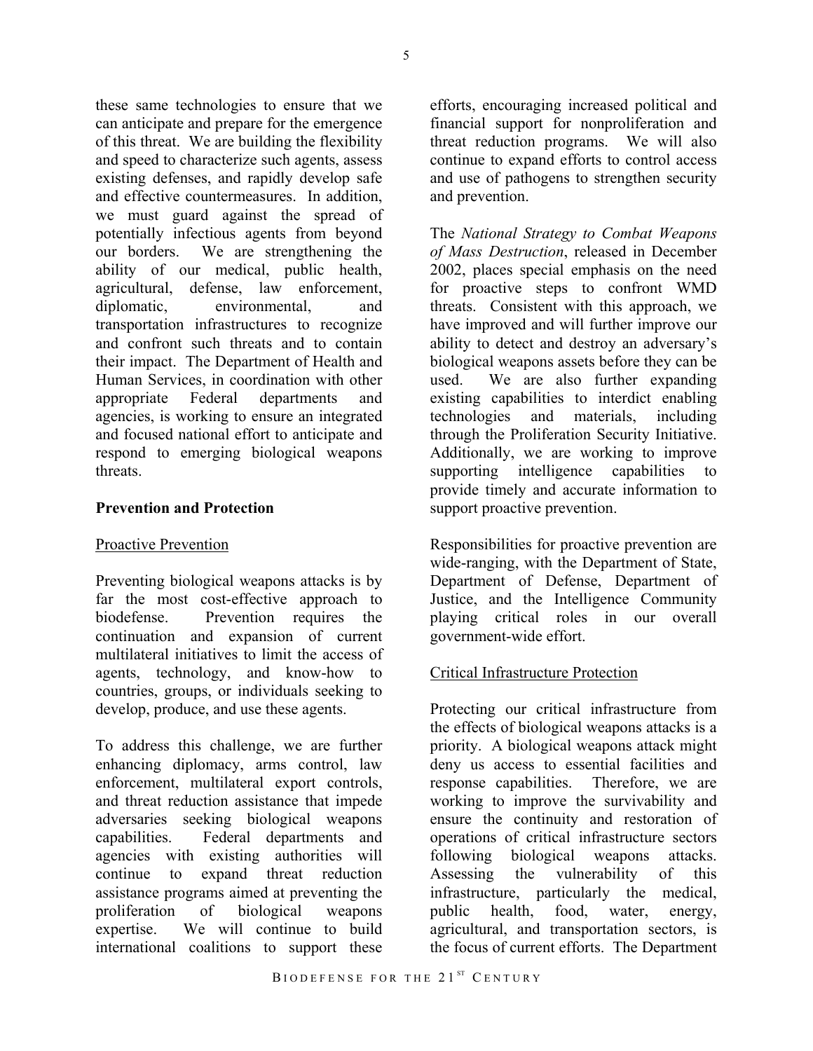these same technologies to ensure that we can anticipate and prepare for the emergence of this threat. We are building the flexibility and speed to characterize such agents, assess existing defenses, and rapidly develop safe and effective countermeasures. In addition, we must guard against the spread of potentially infectious agents from beyond our borders. We are strengthening the ability of our medical, public health, agricultural, defense, law enforcement, diplomatic, environmental, and transportation infrastructures to recognize and confront such threats and to contain their impact. The Department of Health and Human Services, in coordination with other appropriate Federal departments and agencies, is working to ensure an integrated and focused national effort to anticipate and respond to emerging biological weapons threats.

## Prevention and Protection

### Proactive Prevention

Preventing biological weapons attacks is by far the most cost-effective approach to biodefense. Prevention requires the continuation and expansion of current multilateral initiatives to limit the access of agents, technology, and know-how to countries, groups, or individuals seeking to develop, produce, and use these agents.

To address this challenge, we are further enhancing diplomacy, arms control, law enforcement, multilateral export controls, and threat reduction assistance that impede adversaries seeking biological weapons capabilities. Federal departments and agencies with existing authorities will continue to expand threat reduction assistance programs aimed at preventing the proliferation of biological weapons expertise. We will continue to build international coalitions to support these efforts, encouraging increased political and financial support for nonproliferation and threat reduction programs. We will also continue to expand efforts to control access and use of pathogens to strengthen security and prevention.

The *National Strategy to Combat Weapons of Mass Destruction*, released in December 2002, places special emphasis on the need for proactive steps to confront WMD threats. Consistent with this approach, we have improved and will further improve our ability to detect and destroy an adversary's biological weapons assets before they can be used. We are also further expanding existing capabilities to interdict enabling technologies and materials, including through the Proliferation Security Initiative. Additionally, we are working to improve supporting intelligence capabilities to provide timely and accurate information to support proactive prevention.

Responsibilities for proactive prevention are wide-ranging, with the Department of State, Department of Defense, Department of Justice, and the Intelligence Community playing critical roles in our overall government-wide effort.

### Critical Infrastructure Protection

Protecting our critical infrastructure from the effects of biological weapons attacks is a priority. A biological weapons attack might deny us access to essential facilities and response capabilities. Therefore, we are working to improve the survivability and ensure the continuity and restoration of operations of critical infrastructure sectors following biological weapons attacks. Assessing the vulnerability of this infrastructure, particularly the medical, public health, food, water, energy, agricultural, and transportation sectors, is the focus of current efforts. The Department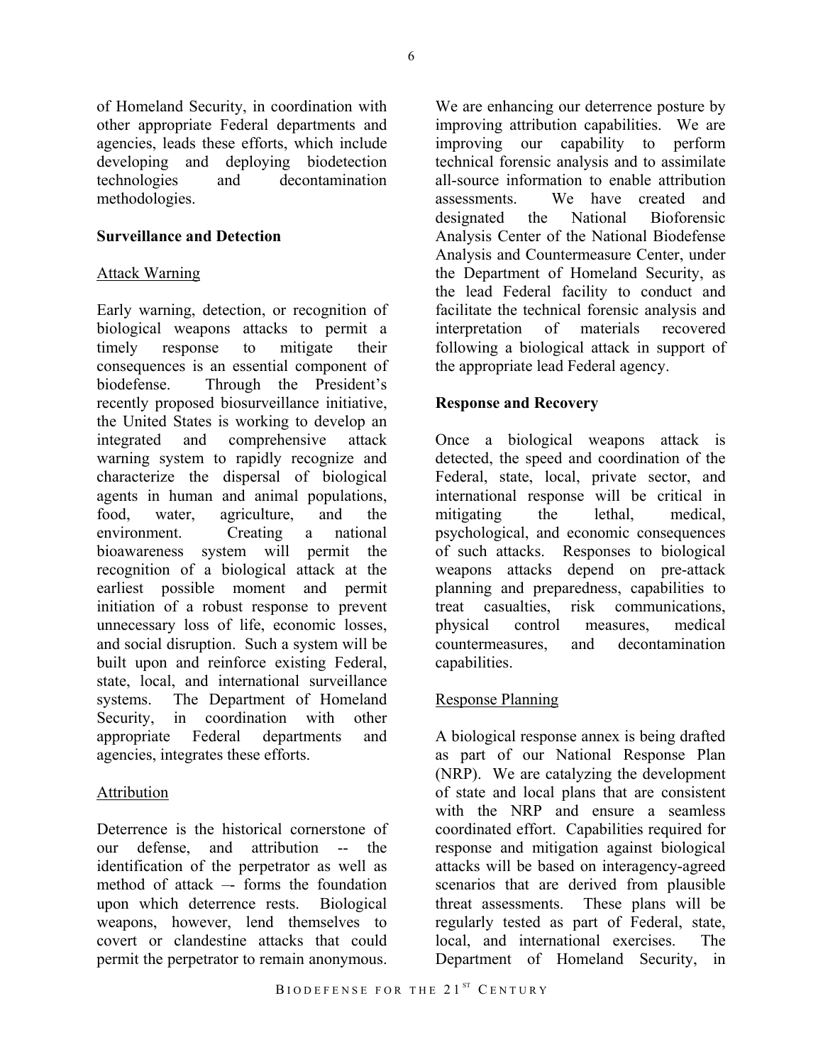of Homeland Security, in coordination with other appropriate Federal departments and agencies, leads these efforts, which include developing and deploying biodetection technologies and decontamination methodologies.

**Surveillance and Detection**

Attack Warning

Early warning, detection, or recognition of biological weapons attacks to permit a timely response to mitigate their consequences is an essential component of biodefense. Through the President's recently proposed biosurveillance initiative, the United States is working to develop an integrated and comprehensive attack warning system to rapidly recognize and characterize the dispersal of biological agents in human and animal populations, food, water, agriculture, and the environment. Creating a national bioawareness system will permit the recognition of a biological attack at the earliest possible moment and permit initiation of a robust response to prevent unnecessary loss of life, economic losses, and social disruption. Such a system will be built upon and reinforce existing Federal, state, local, and international surveillance systems. The Department of Homeland Security, in coordination with other appropriate Federal departments and agencies, integrates these efforts.

Attribution

Deterrence is the historical cornerstone of our defense, and attribution -- the identification of the perpetrator as well as method of attack –- forms the foundation upon which deterrence rests. Biological weapons, however, lend themselves to covert or clandestine attacks that could permit the perpetrator to remain anonymous. We are enhancing our deterrence posture by improving attribution capabilities. We are improving our capability to perform technical forensic analysis and to assimilate all-source information to enable attribution assessments. We have created and designated the National Bioforensic Analysis Center of the National Biodefense Analysis and Countermeasure Center, under the Department of Homeland Security, as the lead Federal facility to conduct and facilitate the technical forensic analysis and interpretation of materials recovered following a biological attack in support of the appropriate lead Federal agency.

**Response and Recovery**

Once a biological weapons attack is detected, the speed and coordination of the Federal, state, local, private sector, and international response will be critical in mitigating the lethal, medical, psychological, and economic consequences of such attacks. Responses to biological weapons attacks depend on pre-attack planning and preparedness, capabilities to treat casualties, risk communications, physical control measures, medical countermeasures, and decontamination capabilities.

Response Planning

A biological response annex is being drafted as part of our National Response Plan (NRP). We are catalyzing the development of state and local plans that are consistent with the NRP and ensure a seamless coordinated effort. Capabilities required for response and mitigation against biological attacks will be based on interagency-agreed scenarios that are derived from plausible threat assessments. These plans will be regularly tested as part of Federal, state, local, and international exercises. The Department of Homeland Security, in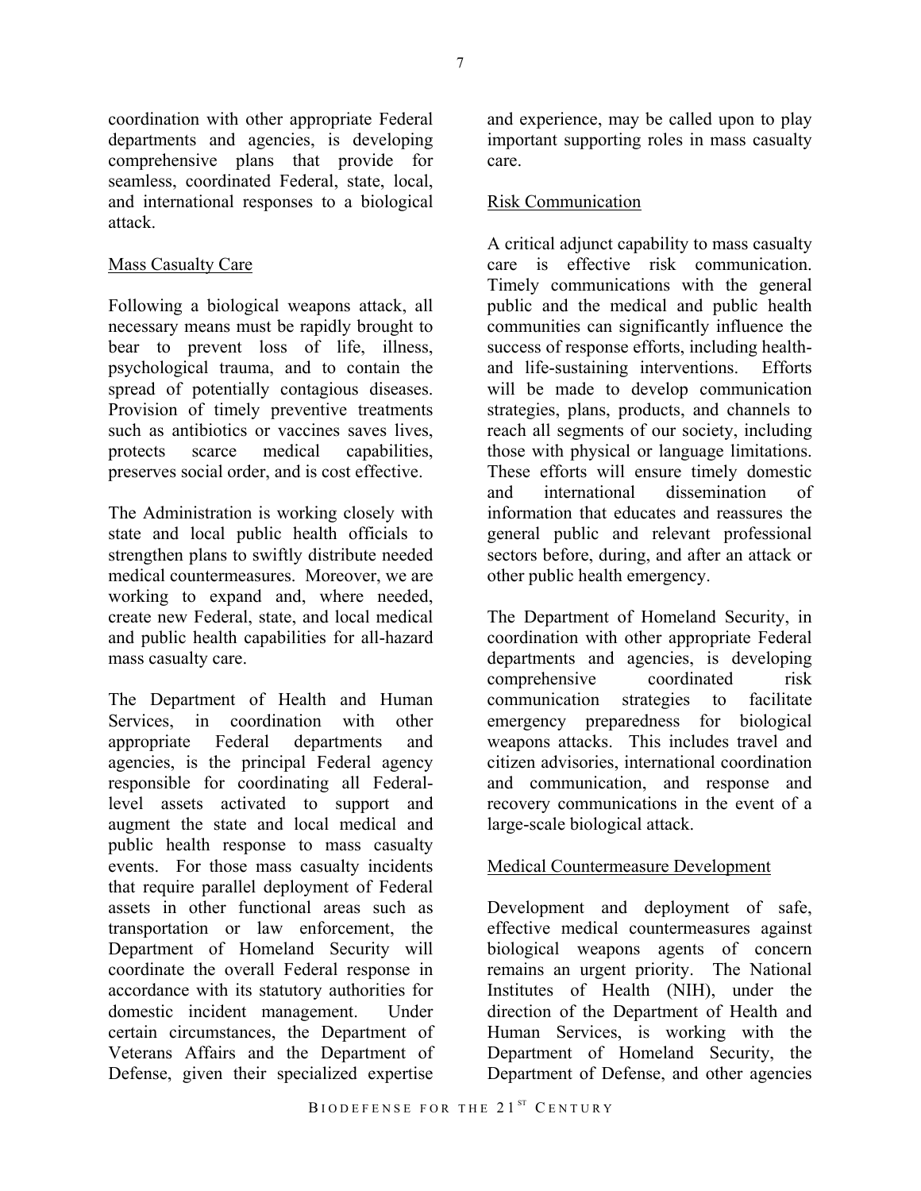coordination with other appropriate Federal departments and agencies, is developing comprehensive plans that provide for seamless, coordinated Federal, state, local, and international responses to a biological attack.

### Mass Casualty Care

Following a biological weapons attack, all necessary means must be rapidly brought to bear to prevent loss of life, illness, psychological trauma, and to contain the spread of potentially contagious diseases. Provision of timely preventive treatments such as antibiotics or vaccines saves lives, protects scarce medical capabilities, preserves social order, and is cost effective.

The Administration is working closely with state and local public health officials to strengthen plans to swiftly distribute needed medical countermeasures. Moreover, we are working to expand and, where needed, create new Federal, state, and local medical and public health capabilities for all-hazard mass casualty care.

The Department of Health and Human Services, in coordination with other appropriate Federal departments and agencies, is the principal Federal agency responsible for coordinating all Federal-level assets activated to support and augment the state and local medical and public health response to mass casualty events. For those mass casualty incidents that require parallel deployment of Federal assets in other functional areas such as transportation or law enforcement, the Department of Homeland Security will coordinate the overall Federal response in accordance with its statutory authorities for domestic incident management. Under certain circumstances, the Department of Veterans Affairs and the Department of Defense, given their specialized expertise and experience, may be called upon to play important supporting roles in mass casualty care.

### Risk Communication

A critical adjunct capability to mass casualty care is effective risk communication. Timely communications with the general public and the medical and public health communities can significantly influence the success of response efforts, including health- and life-sustaining interventions. Efforts will be made to develop communication strategies, plans, products, and channels to reach all segments of our society, including those with physical or language limitations. These efforts will ensure timely domestic and international dissemination of information that educates and reassures the general public and relevant professional sectors before, during, and after an attack or other public health emergency.

The Department of Homeland Security, in coordination with other appropriate Federal departments and agencies, is developing comprehensive coordinated risk communication strategies to facilitate emergency preparedness for biological weapons attacks. This includes travel and citizen advisories, international coordination and communication, and response and recovery communications in the event of a large-scale biological attack.

### Medical Countermeasure Development

Development and deployment of safe, effective medical countermeasures against biological weapons agents of concern remains an urgent priority. The National Institutes of Health (NIH), under the direction of the Department of Health and Human Services, is working with the Department of Homeland Security, the Department of Defense, and other agencies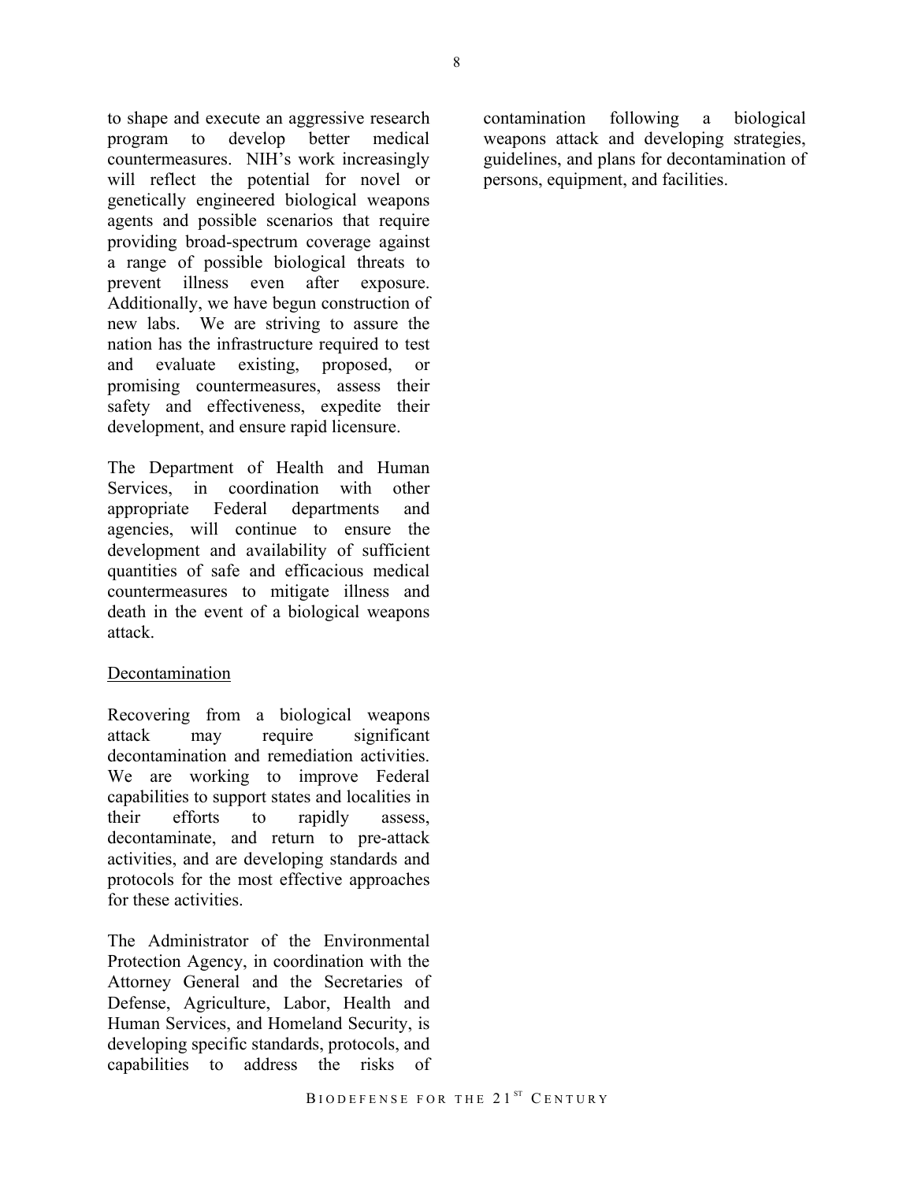to shape and execute an aggressive research program to develop better medical countermeasures. NIH's work increasingly will reflect the potential for novel or genetically engineered biological weapons agents and possible scenarios that require providing broad-spectrum coverage against a range of possible biological threats to prevent illness even after exposure. Additionally, we have begun construction of new labs. We are striving to assure the nation has the infrastructure required to test and evaluate existing, proposed, or promising countermeasures, assess their safety and effectiveness, expedite their development, and ensure rapid licensure.

The Department of Health and Human Services, in coordination with other appropriate Federal departments and agencies, will continue to ensure the development and availability of sufficient quantities of safe and efficacious medical countermeasures to mitigate illness and death in the event of a biological weapons attack.

Decontamination

Recovering from a biological weapons attack may require significant decontamination and remediation activities. We are working to improve Federal capabilities to support states and localities in their efforts to rapidly assess, decontaminate, and return to pre-attack activities, and are developing standards and protocols for the most effective approaches for these activities.

The Administrator of the Environmental Protection Agency, in coordination with the Attorney General and the Secretaries of Defense, Agriculture, Labor, Health and Human Services, and Homeland Security, is developing specific standards, protocols, and capabilities to address the risks of contamination following a biological weapons attack and developing strategies, guidelines, and plans for decontamination of persons, equipment, and facilities.